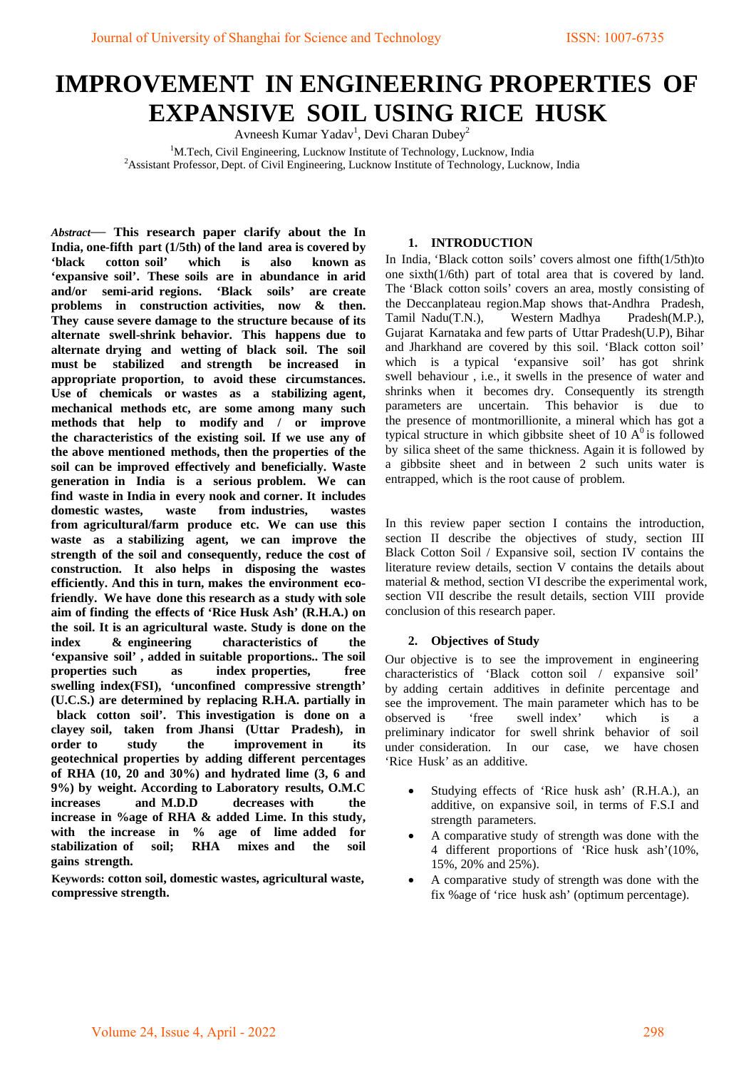# IMPROVEMENT IN ENGINEERING PROPERTIES OF EXPANSIVE SOIL USING RICE HUSK

Avneesh Kumar Yadav[1], Devi Charan Dubey[2]

[1]M.Tech, Civil Engineering, Lucknow Institute of Technology, Lucknow, India

[2]Assistant Professor, Dept. of Civil Engineering, Lucknow Institute of Technology, Lucknow, India

***Abstract*— This research paper clarify about the In India, one-fifth part (1/5th) of the land area is covered by 'black cotton soil' which is also known as 'expansive soil'. These soils are in abundance in arid and/or semi-arid regions. 'Black soils' are create problems in construction activities, now & then. They cause severe damage to the structure because of its alternate swell-shrink behavior. This happens due to alternate drying and wetting of black soil. The soil must be stabilized and strength be increased in appropriate proportion, to avoid these circumstances. Use of chemicals or wastes as a stabilizing agent, mechanical methods etc, are some among many such methods that help to modify and / or improve the characteristics of the existing soil. If we use any of the above mentioned methods, then the properties of the soil can be improved effectively and beneficially. Waste generation in India is a serious problem. We can find waste in India in every nook and corner. It includes domestic wastes, waste from industries, wastes from agricultural/farm produce etc. We can use this waste as a stabilizing agent, we can improve the strength of the soil and consequently, reduce the cost of construction. It also helps in disposing the wastes efficiently. And this in turn, makes the environment eco-friendly. We have done this research as a study with sole aim of finding the effects of 'Rice Husk Ash' (R.H.A.) on the soil. It is an agricultural waste. Study is done on the index & engineering characteristics of the 'expansive soil' , added in suitable proportions.. The soil properties such as index properties, free swelling index(FSI), 'unconfined compressive strength' (U.C.S.) are determined by replacing R.H.A. partially in black cotton soil'. This investigation is done on a clayey soil, taken from Jhansi (Uttar Pradesh), in order to study the improvement in its geotechnical properties by adding different percentages of RHA (10, 20 and 30%) and hydrated lime (3, 6 and 9%) by weight. According to Laboratory results, O.M.C increases and M.D.D decreases with the increase in %age of RHA & added Lime. In this study, with the increase in % age of lime added for stabilization of soil; RHA mixes and the soil gains strength.**

**Keywords: cotton soil, domestic wastes, agricultural waste, compressive strength.**

## 1. INTRODUCTION

In India, 'Black cotton soils' covers almost one fifth(1/5th)to one sixth(1/6th) part of total area that is covered by land. The 'Black cotton soils' covers an area, mostly consisting of the Deccanplateau region.Map shows that-Andhra Pradesh, Tamil Nadu(T.N.), Western Madhya Pradesh(M.P.), Gujarat Karnataka and few parts of Uttar Pradesh(U.P), Bihar and Jharkhand are covered by this soil. 'Black cotton soil' which is a typical 'expansive soil' has got shrink swell behaviour , i.e., it swells in the presence of water and shrinks when it becomes dry. Consequently its strength parameters are uncertain. This behavior is due to the presence of montmorillionite, a mineral which has got a typical structure in which gibbsite sheet of 10 $A^0$ is followed by silica sheet of the same thickness. Again it is followed by a gibbsite sheet and in between 2 such units water is entrapped, which is the root cause of problem.

In this review paper section I contains the introduction, section II describe the objectives of study, section III Black Cotton Soil / Expansive soil, section IV contains the literature review details, section V contains the details about material & method, section VI describe the experimental work, section VII describe the result details, section VIII provide conclusion of this research paper.

## 2. Objectives of Study

Our objective is to see the improvement in engineering characteristics of 'Black cotton soil / expansive soil' by adding certain additives in definite percentage and see the improvement. The main parameter which has to be observed is 'free swell index' which is a preliminary indicator for swell shrink behavior of soil under consideration. In our case, we have chosen 'Rice Husk' as an additive.

- Studying effects of 'Rice husk ash' (R.H.A.), an additive, on expansive soil, in terms of F.S.I and strength parameters.
- A comparative study of strength was done with the 4 different proportions of 'Rice husk ash'(10%, 15%, 20% and 25%).
- A comparative study of strength was done with the fix %age of 'rice husk ash' (optimum percentage).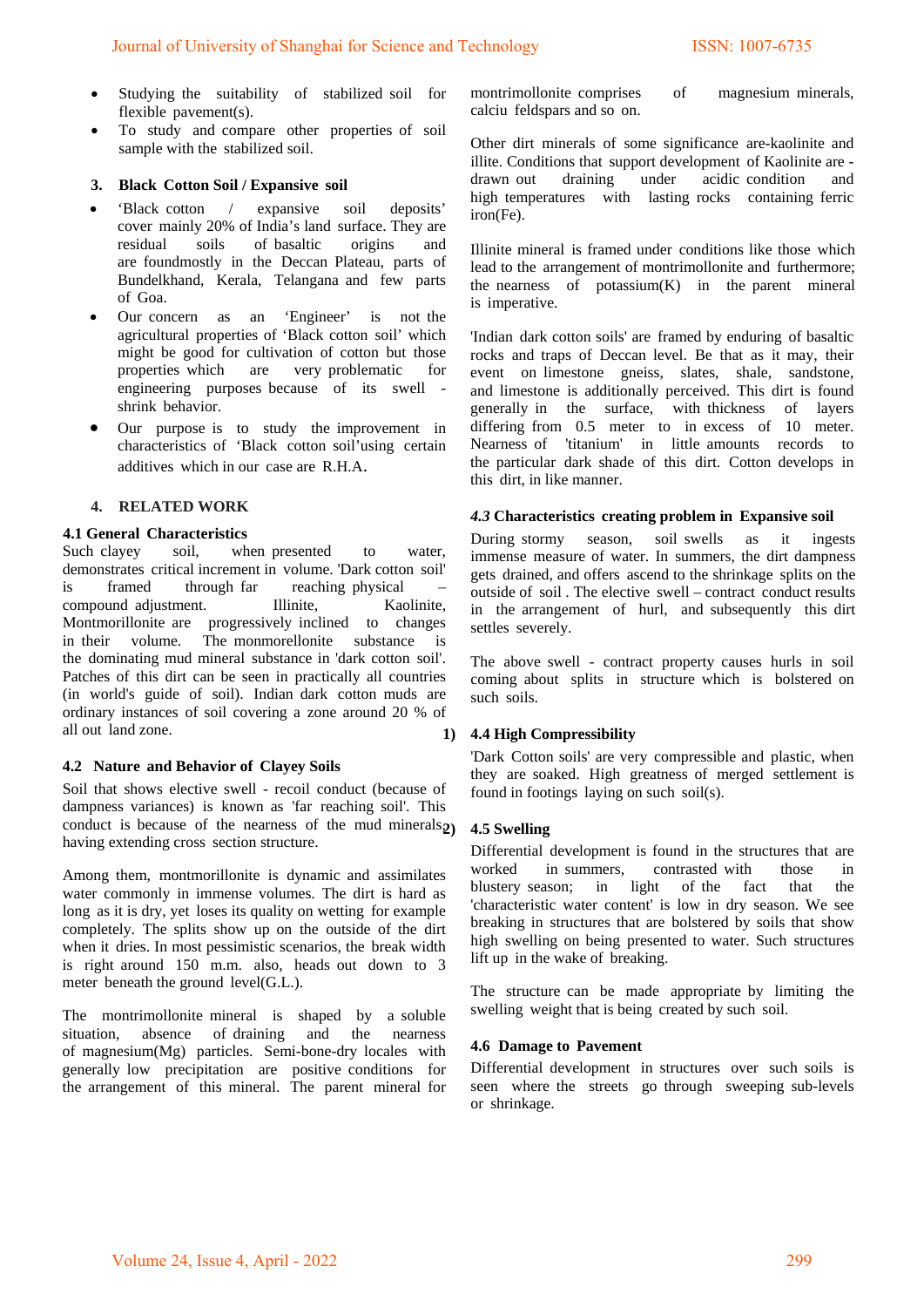- Studying the suitability of stabilized soil for flexible pavement(s).
- To study and compare other properties of soil sample with the stabilized soil.

## 3. Black Cotton Soil / Expansive soil

- 'Black cotton / expansive soil deposits' cover mainly 20% of India's land surface. They are residual soils of basaltic origins and are foundmostly in the Deccan Plateau, parts of Bundelkhand, Kerala, Telangana and few parts of Goa.
- Our concern as an 'Engineer' is not the agricultural properties of 'Black cotton soil' which might be good for cultivation of cotton but those properties which are very problematic for engineering purposes because of its swell - shrink behavior.
- Our purpose is to study the improvement in characteristics of 'Black cotton soil'using certain additives which in our case are R.H.A.

## 4. RELATED WORK

### 4.1 General Characteristics

Such clayey soil, when presented to water, demonstrates critical increment in volume. 'Dark cotton soil' is framed through far reaching physical – compound adjustment. Illinite, Kaolinite, Montmorillonite are progressively inclined to changes in their volume. The monmorellonite substance is the dominating mud mineral substance in 'dark cotton soil'. Patches of this dirt can be seen in practically all countries (in world's guide of soil). Indian dark cotton muds are ordinary instances of soil covering a zone around 20 % of all out land zone.

### 4.2 Nature and Behavior of Clayey Soils

Soil that shows elective swell - recoil conduct (because of dampness variances) is known as 'far reaching soil'. This conduct is because of the nearness of the mud minerals having extending cross section structure.

Among them, montmorillonite is dynamic and assimilates water commonly in immense volumes. The dirt is hard as long as it is dry, yet loses its quality on wetting for example completely. The splits show up on the outside of the dirt when it dries. In most pessimistic scenarios, the break width is right around 150 m.m. also, heads out down to 3 meter beneath the ground level(G.L.).

The montrimollonite mineral is shaped by a soluble situation, absence of draining and the nearness of magnesium(Mg) particles. Semi-bone-dry locales with generally low precipitation are positive conditions for the arrangement of this mineral. The parent mineral for montrimollonite comprises of magnesium minerals, calciu feldspars and so on.

Other dirt minerals of some significance are-kaolinite and illite. Conditions that support development of Kaolinite are - drawn out draining under acidic condition and high temperatures with lasting rocks containing ferric iron(Fe).

Illinite mineral is framed under conditions like those which lead to the arrangement of montrimollonite and furthermore; the nearness of potassium(K) in the parent mineral is imperative.

'Indian dark cotton soils' are framed by enduring of basaltic rocks and traps of Deccan level. Be that as it may, their event on limestone gneiss, slates, shale, sandstone, and limestone is additionally perceived. This dirt is found generally in the surface, with thickness of layers differing from 0.5 meter to in excess of 10 meter. Nearness of 'titanium' in little amounts records to the particular dark shade of this dirt. Cotton develops in this dirt, in like manner.

### *4.3* Characteristics creating problem in Expansive soil

During stormy season, soil swells as it ingests immense measure of water. In summers, the dirt dampness gets drained, and offers ascend to the shrinkage splits on the outside of soil . The elective swell – contract conduct results in the arrangement of hurl, and subsequently this dirt settles severely.

The above swell - contract property causes hurls in soil coming about splits in structure which is bolstered on such soils.

1) **4.4 High Compressibility**

'Dark Cotton soils' are very compressible and plastic, when they are soaked. High greatness of merged settlement is found in footings laying on such soil(s).

2) **4.5 Swelling**

Differential development is found in the structures that are worked in summers, contrasted with those in blustery season; in light of the fact that the 'characteristic water content' is low in dry season. We see breaking in structures that are bolstered by soils that show high swelling on being presented to water. Such structures lift up in the wake of breaking.

The structure can be made appropriate by limiting the swelling weight that is being created by such soil.

### 4.6 Damage to Pavement

Differential development in structures over such soils is seen where the streets go through sweeping sub-levels or shrinkage.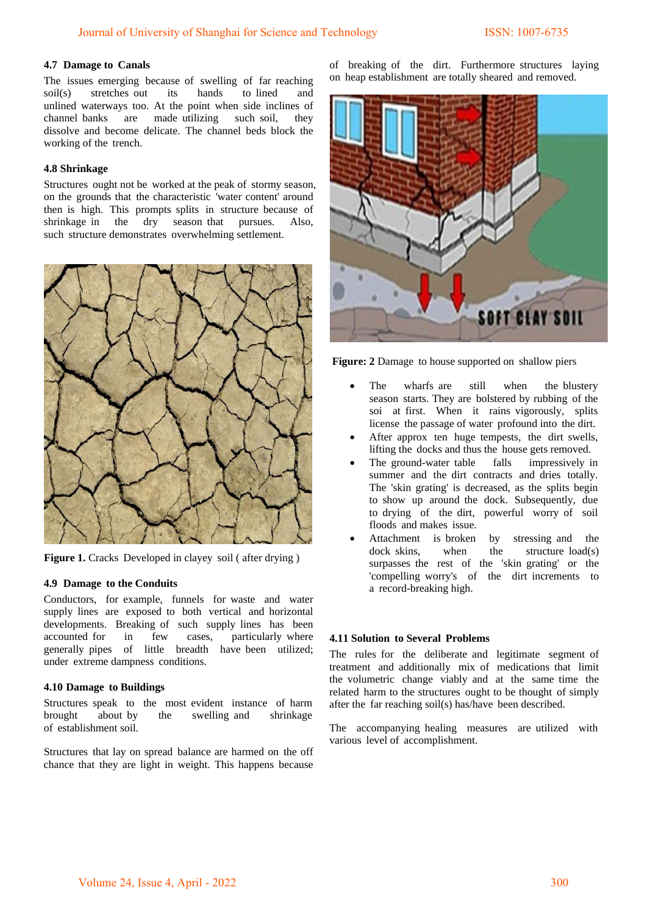#### 4.7 Damage to Canals

The issues emerging because of swelling of far reaching soil(s) stretches out its hands to lined and unlined waterways too. At the point when side inclines of channel banks are made utilizing such soil, they dissolve and become delicate. The channel beds block the working of the trench.

#### 4.8 Shrinkage

Structures ought not be worked at the peak of stormy season, on the grounds that the characteristic 'water content' around then is high. This prompts splits in structure because of shrinkage in the dry season that pursues. Also, such structure demonstrates overwhelming settlement.

**Figure 1.** Cracks Developed in clayey soil ( after drying )

#### 4.9 Damage to the Conduits

Conductors, for example, funnels for waste and water supply lines are exposed to both vertical and horizontal developments. Breaking of such supply lines has been accounted for in few cases, particularly where generally pipes of little breadth have been utilized; under extreme dampness conditions.

#### 4.10 Damage to Buildings

Structures speak to the most evident instance of harm brought about by the swelling and shrinkage of establishment soil.

Structures that lay on spread balance are harmed on the off chance that they are light in weight. This happens because of breaking of the dirt. Furthermore structures laying on heap establishment are totally sheared and removed.

**Figure: 2** Damage to house supported on shallow piers

- The wharfs are still when the blustery season starts. They are bolstered by rubbing of the soi at first. When it rains vigorously, splits license the passage of water profound into the dirt.
- After approx ten huge tempests, the dirt swells, lifting the docks and thus the house gets removed.
- The ground-water table falls impressively in summer and the dirt contracts and dries totally. The 'skin grating' is decreased, as the splits begin to show up around the dock. Subsequently, due to drying of the dirt, powerful worry of soil floods and makes issue.
- Attachment is broken by stressing and the dock skins, when the structure load(s) surpasses the rest of the 'skin grating' or the 'compelling worry's of the dirt increments to a record-breaking high.

#### 4.11 Solution to Several Problems

The rules for the deliberate and legitimate segment of treatment and additionally mix of medications that limit the volumetric change viably and at the same time the related harm to the structures ought to be thought of simply after the far reaching soil(s) has/have been described.

The accompanying healing measures are utilized with various level of accomplishment.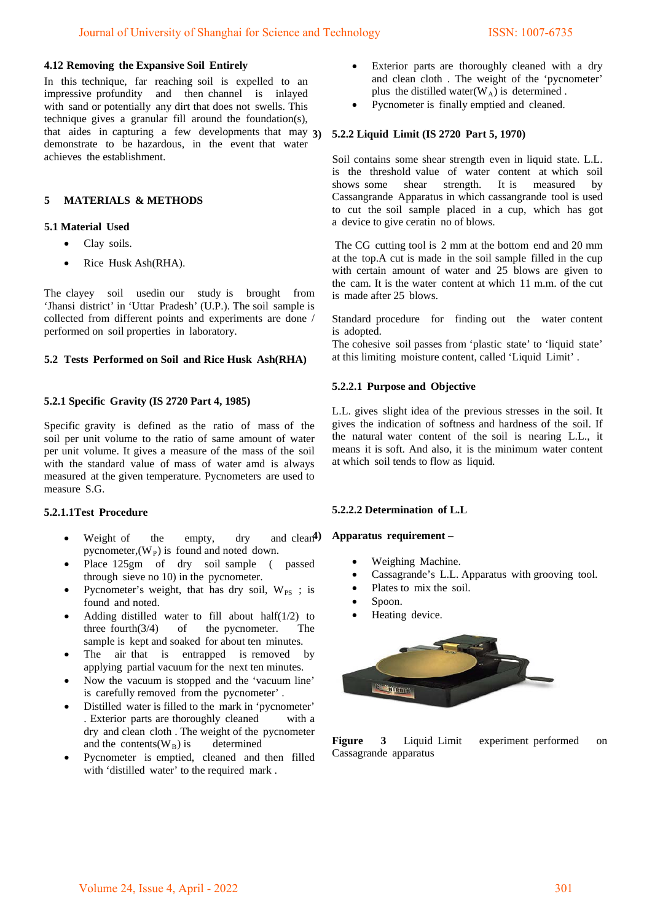### 4.12 Removing the Expansive Soil Entirely

In this technique, far reaching soil is expelled to an impressive profundity and then channel is inlayed with sand or potentially any dirt that does not swells. This technique gives a granular fill around the foundation(s), that aides in capturing a few developments that may demonstrate to be hazardous, in the event that water achieves the establishment.

## 5 MATERIALS & METHODS

### 5.1 Material Used

- Clay soils.
- Rice Husk Ash(RHA).

The clayey soil usedin our study is brought from 'Jhansi district' in 'Uttar Pradesh' (U.P.). The soil sample is collected from different points and experiments are done / performed on soil properties in laboratory.

### 5.2 Tests Performed on Soil and Rice Husk Ash(RHA)

#### 5.2.1 Specific Gravity (IS 2720 Part 4, 1985)

Specific gravity is defined as the ratio of mass of the soil per unit volume to the ratio of same amount of water per unit volume. It gives a measure of the mass of the soil with the standard value of mass of water amd is always measured at the given temperature. Pycnometers are used to measure S.G.

#### 5.2.1.1Test Procedure

- Weight of the empty, dry and clean pycnometer,($W_P$) is found and noted down.
- Place 125gm of dry soil sample ( passed through sieve no 10) in the pycnometer.
- Pycnometer's weight, that has dry soil, $W_{PS}$ ; is found and noted.
- Adding distilled water to fill about half(1/2) to three fourth(3/4) of the pycnometer. The sample is kept and soaked for about ten minutes.
- The air that is entrapped is removed by applying partial vacuum for the next ten minutes.
- Now the vacuum is stopped and the 'vacuum line' is carefully removed from the pycnometer' .
- Distilled water is filled to the mark in 'pycnometer' . Exterior parts are thoroughly cleaned with a dry and clean cloth . The weight of the pycnometer and the contents($W_B$) is determined
- Pycnometer is emptied, cleaned and then filled with 'distilled water' to the required mark .
- Exterior parts are thoroughly cleaned with a dry and clean cloth . The weight of the 'pycnometer' plus the distilled water($W_A$) is determined .
- Pycnometer is finally emptied and cleaned.

3) **5.2.2 Liquid Limit (IS 2720 Part 5, 1970)**

Soil contains some shear strength even in liquid state. L.L. is the threshold value of water content at which soil shows some shear strength. It is measured by Cassangrande Apparatus in which cassangrande tool is used to cut the soil sample placed in a cup, which has got a device to give ceratin no of blows.

The CG cutting tool is 2 mm at the bottom end and 20 mm at the top.A cut is made in the soil sample filled in the cup with certain amount of water and 25 blows are given to the cam. It is the water content at which 11 m.m. of the cut is made after 25 blows.

Standard procedure for finding out the water content is adopted.
The cohesive soil passes from 'plastic state' to 'liquid state' at this limiting moisture content, called 'Liquid Limit' .

#### 5.2.2.1 Purpose and Objective

L.L. gives slight idea of the previous stresses in the soil. It gives the indication of softness and hardness of the soil. If the natural water content of the soil is nearing L.L., it means it is soft. And also, it is the minimum water content at which soil tends to flow as liquid.

#### 5.2.2.2 Determination of L.L

4) **Apparatus requirement –**

- Weighing Machine.
- Cassagrande's L.L. Apparatus with grooving tool.
- Plates to mix the soil.
- Spoon.
- Heating device.

**Figure 3** Liquid Limit experiment performed on Cassagrande apparatus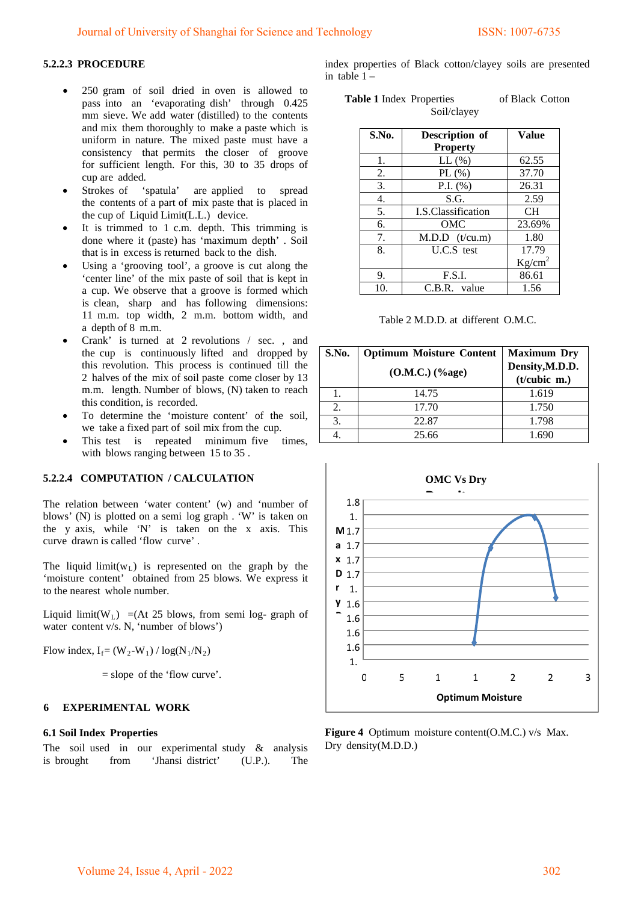#### 5.2.2.3 PROCEDURE

- 250 gram of soil dried in oven is allowed to pass into an 'evaporating dish' through 0.425 mm sieve. We add water (distilled) to the contents and mix them thoroughly to make a paste which is uniform in nature. The mixed paste must have a consistency that permits the closer of groove for sufficient length. For this, 30 to 35 drops of cup are added.
- Strokes of 'spatula' are applied to spread the contents of a part of mix paste that is placed in the cup of Liquid Limit(L.L.) device.
- It is trimmed to 1 c.m. depth. This trimming is done where it (paste) has 'maximum depth' . Soil that is in excess is returned back to the dish.
- Using a 'grooving tool', a groove is cut along the 'center line' of the mix paste of soil that is kept in a cup. We observe that a groove is formed which is clean, sharp and has following dimensions: 11 m.m. top width, 2 m.m. bottom width, and a depth of 8 m.m.
- Crank' is turned at 2 revolutions / sec. , and the cup is continuously lifted and dropped by this revolution. This process is continued till the 2 halves of the mix of soil paste come closer by 13 m.m. length. Number of blows, (N) taken to reach this condition, is recorded.
- To determine the 'moisture content' of the soil, we take a fixed part of soil mix from the cup.
- This test is repeated minimum five times, with blows ranging between 15 to 35 .

#### 5.2.2.4 COMPUTATION / CALCULATION

The relation between 'water content' (w) and 'number of blows' (N) is plotted on a semi log graph . 'W' is taken on the y axis, while 'N' is taken on the x axis. This curve drawn is called 'flow curve' .

The liquid limit($w_L$) is represented on the graph by the 'moisture content' obtained from 25 blows. We express it to the nearest whole number.

Liquid limit($W_L$) =(At 25 blows, from semi log- graph of water content v/s. N, 'number of blows')

Flow index, $I_f = (W_2 - W_1) / \log(N_1/N_2)$

= slope of the 'flow curve'.

# 6 EXPERIMENTAL WORK

## 6.1 Soil Index Properties

The soil used in our experimental study & analysis is brought from 'Jhansi district' (U.P.). The index properties of Black cotton/clayey soils are presented in table 1 –

**Table 1** Index Properties of Black Cotton Soil/clayey

| S.No. | Description of Property | Value |
|---|---|---|
| 1. | LL (%) | 62.55 |
| 2. | PL (%) | 37.70 |
| 3. | P.I. (%) | 26.31 |
| 4. | S.G. | 2.59 |
| 5. | I.S.Classification | CH |
| 6. | OMC | 23.69% |
| 7. | M.D.D (t/cu.m) | 1.80 |
| 8. | U.C.S test | 17.79 $Kg/cm^2$ |
| 9. | F.S.I. | 86.61 |
| 10. | C.B.R. value | 1.56 |

Table 2 M.D.D. at different O.M.C.

| S.No. | Optimum Moisture Content (O.M.C.) (%age) | Maximum Dry Density,M.D.D. (t/cubic m.) |
|---|---|---|
| 1. | 14.75 | 1.619 |
| 2. | 17.70 | 1.750 |
| 3. | 22.87 | 1.798 |
| 4. | 25.66 | 1.690 |

**Figure 4** Optimum moisture content(O.M.C.) v/s Max. Dry density(M.D.D.)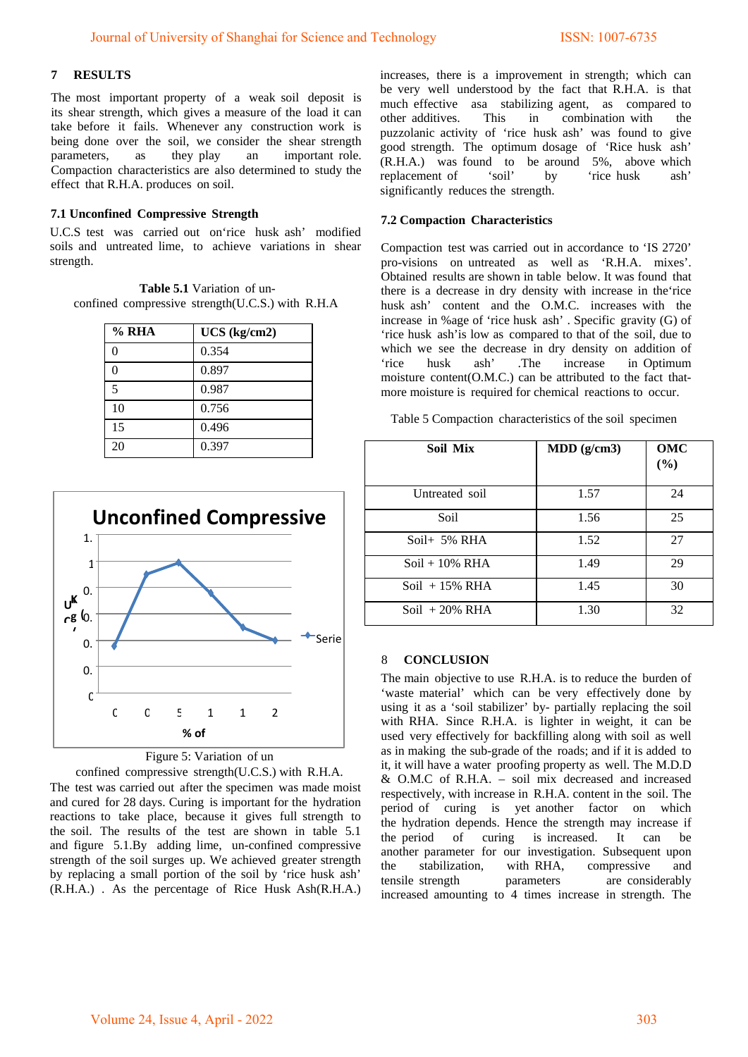## 7 RESULTS

The most important property of a weak soil deposit is its shear strength, which gives a measure of the load it can take before it fails. Whenever any construction work is being done over the soil, we consider the shear strength parameters, as they play an important role. Compaction characteristics are also determined to study the effect that R.H.A. produces on soil.

### 7.1 Unconfined Compressive Strength

U.C.S test was carried out on'rice husk ash' modified soils and untreated lime, to achieve variations in shear strength.

**Table 5.1** Variation of un-confined compressive strength(U.C.S.) with R.H.A

| % RHA | UCS (kg/cm2) |
|---|---|
| 0 | 0.354 |
| 0 | 0.897 |
| 5 | 0.987 |
| 10 | 0.756 |
| 15 | 0.496 |
| 20 | 0.397 |

Figure 5: Variation of un confined compressive strength(U.C.S.) with R.H.A.

The test was carried out after the specimen was made moist and cured for 28 days. Curing is important for the hydration reactions to take place, because it gives full strength to the soil. The results of the test are shown in table 5.1 and figure 5.1.By adding lime, un-confined compressive strength of the soil surges up. We achieved greater strength by replacing a small portion of the soil by 'rice husk ash' (R.H.A.) . As the percentage of Rice Husk Ash(R.H.A.) increases, there is a improvement in strength; which can be very well understood by the fact that R.H.A. is that much effective asa stabilizing agent, as compared to other additives. This in combination with the puzzolanic activity of 'rice husk ash' was found to give good strength. The optimum dosage of 'Rice husk ash' (R.H.A.) was found to be around 5%, above which replacement of 'soil' by 'rice husk ash' significantly reduces the strength.

### 7.2 Compaction Characteristics

Compaction test was carried out in accordance to 'IS 2720' pro-visions on untreated as well as 'R.H.A. mixes'. Obtained results are shown in table below. It was found that there is a decrease in dry density with increase in the'rice husk ash' content and the O.M.C. increases with the increase in %age of 'rice husk ash' . Specific gravity (G) of 'rice husk ash'is low as compared to that of the soil, due to which we see the decrease in dry density on addition of 'rice husk ash' .The increase in Optimum moisture content(O.M.C.) can be attributed to the fact that-more moisture is required for chemical reactions to occur.

Table 5 Compaction characteristics of the soil specimen

| Soil Mix | MDD (g/cm3) | OMC (%) |
|---|---|---|
| Untreated soil | 1.57 | 24 |
| Soil | 1.56 | 25 |
| Soil+ 5% RHA | 1.52 | 27 |
| Soil + 10% RHA | 1.49 | 29 |
| Soil + 15% RHA | 1.45 | 30 |
| Soil + 20% RHA | 1.30 | 32 |

## 8 CONCLUSION

The main objective to use R.H.A. is to reduce the burden of 'waste material' which can be very effectively done by using it as a 'soil stabilizer' by- partially replacing the soil with RHA. Since R.H.A. is lighter in weight, it can be used very effectively for backfilling along with soil as well as in making the sub-grade of the roads; and if it is added to it, it will have a water proofing property as well. The M.D.D & O.M.C of R.H.A. – soil mix decreased and increased respectively, with increase in R.H.A. content in the soil. The period of curing is yet another factor on which the hydration depends. Hence the strength may increase if the period of curing is increased. It can be another parameter for our investigation. Subsequent upon the stabilization, with RHA, compressive and tensile strength parameters are considerably increased amounting to 4 times increase in strength. The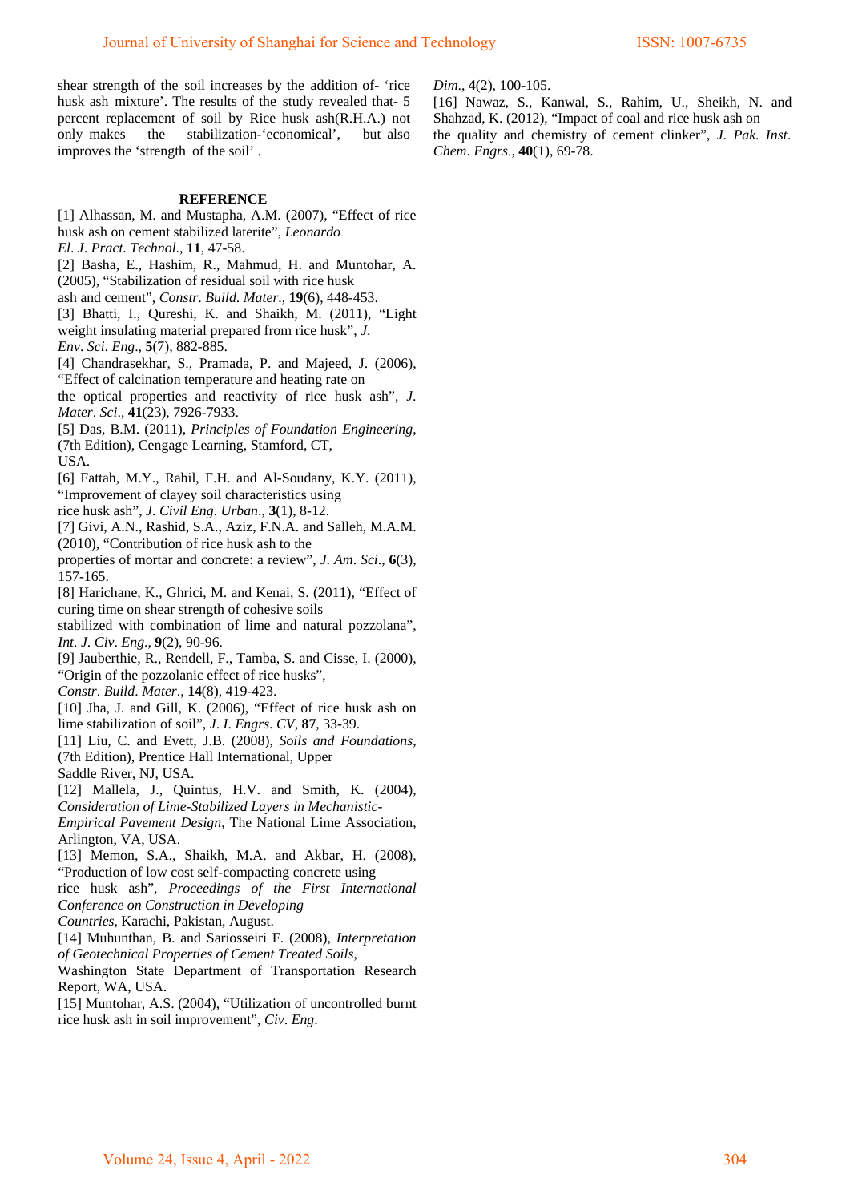shear strength of the soil increases by the addition of- 'rice husk ash mixture'. The results of the study revealed that- 5 percent replacement of soil by Rice husk ash(R.H.A.) not only makes the stabilization-'economical', but also improves the 'strength of the soil' .

## REFERENCE

[1] Alhassan, M. and Mustapha, A.M. (2007), "Effect of rice husk ash on cement stabilized laterite", *Leonardo El. J. Pract. Technol.*, **11**, 47-58.

[2] Basha, E., Hashim, R., Mahmud, H. and Muntohar, A. (2005), "Stabilization of residual soil with rice husk ash and cement", *Constr. Build. Mater.*, **19**(6), 448-453.

[3] Bhatti, I., Qureshi, K. and Shaikh, M. (2011), "Light weight insulating material prepared from rice husk", *J. Env. Sci. Eng.*, **5**(7), 882-885.

[4] Chandrasekhar, S., Pramada, P. and Majeed, J. (2006), "Effect of calcination temperature and heating rate on the optical properties and reactivity of rice husk ash", *J. Mater. Sci.*, **41**(23), 7926-7933.

[5] Das, B.M. (2011), *Principles of Foundation Engineering*, (7th Edition), Cengage Learning, Stamford, CT, USA.

[6] Fattah, M.Y., Rahil, F.H. and Al-Soudany, K.Y. (2011), "Improvement of clayey soil characteristics using rice husk ash", *J. Civil Eng. Urban.*, **3**(1), 8-12.

[7] Givi, A.N., Rashid, S.A., Aziz, F.N.A. and Salleh, M.A.M. (2010), "Contribution of rice husk ash to the properties of mortar and concrete: a review", *J. Am. Sci.*, **6**(3), 157-165.

[8] Harichane, K., Ghrici, M. and Kenai, S. (2011), "Effect of curing time on shear strength of cohesive soils stabilized with combination of lime and natural pozzolana", *Int. J. Civ. Eng.*, **9**(2), 90-96.

[9] Jauberthie, R., Rendell, F., Tamba, S. and Cisse, I. (2000), "Origin of the pozzolanic effect of rice husks", *Constr. Build. Mater.*, **14**(8), 419-423.

[10] Jha, J. and Gill, K. (2006), "Effect of rice husk ash on lime stabilization of soil", *J. I. Engrs. CV*, **87**, 33-39.

[11] Liu, C. and Evett, J.B. (2008), *Soils and Foundations*, (7th Edition), Prentice Hall International, Upper Saddle River, NJ, USA.

[12] Mallela, J., Quintus, H.V. and Smith, K. (2004), *Consideration of Lime-Stabilized Layers in Mechanistic-Empirical Pavement Design*, The National Lime Association, Arlington, VA, USA.

[13] Memon, S.A., Shaikh, M.A. and Akbar, H. (2008), "Production of low cost self-compacting concrete using rice husk ash", *Proceedings of the First International Conference on Construction in Developing Countries*, Karachi, Pakistan, August.

[14] Muhunthan, B. and Sariosseiri F. (2008), *Interpretation of Geotechnical Properties of Cement Treated Soils*, Washington State Department of Transportation Research Report, WA, USA.

[15] Muntohar, A.S. (2004), "Utilization of uncontrolled burnt rice husk ash in soil improvement", *Civ. Eng. Dim.*, **4**(2), 100-105.

[16] Nawaz, S., Kanwal, S., Rahim, U., Sheikh, N. and Shahzad, K. (2012), "Impact of coal and rice husk ash on the quality and chemistry of cement clinker", *J. Pak. Inst. Chem. Engrs.*, **40**(1), 69-78.